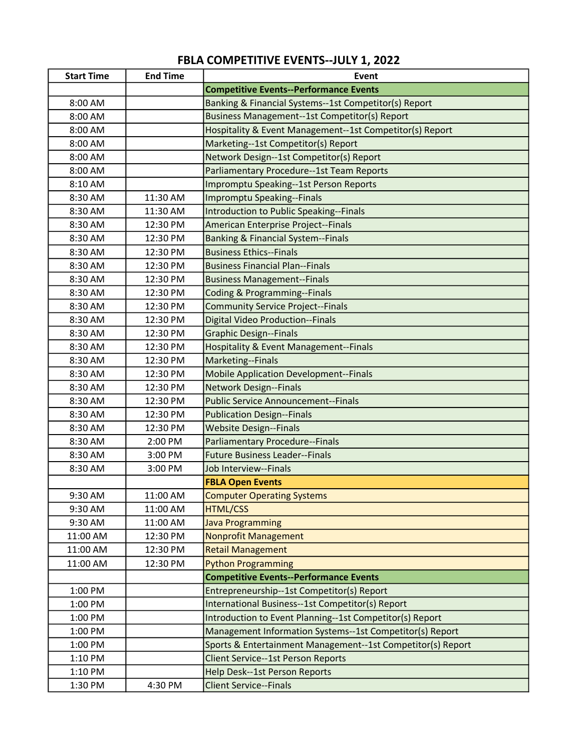# FBLA COMPETITIVE EVENTS--JULY 1, 2022

| Start Time | End Time | Event |
|---|---|---|
| | | **Competitive Events--Performance Events** |
| 8:00 AM | | Banking & Financial Systems--1st Competitor(s) Report |
| 8:00 AM | | Business Management--1st Competitor(s) Report |
| 8:00 AM | | Hospitality & Event Management--1st Competitor(s) Report |
| 8:00 AM | | Marketing--1st Competitor(s) Report |
| 8:00 AM | | Network Design--1st Competitor(s) Report |
| 8:00 AM | | Parliamentary Procedure--1st Team Reports |
| 8:10 AM | | Impromptu Speaking--1st Person Reports |
| 8:30 AM | 11:30 AM | Impromptu Speaking--Finals |
| 8:30 AM | 11:30 AM | Introduction to Public Speaking--Finals |
| 8:30 AM | 12:30 PM | American Enterprise Project--Finals |
| 8:30 AM | 12:30 PM | Banking & Financial System--Finals |
| 8:30 AM | 12:30 PM | Business Ethics--Finals |
| 8:30 AM | 12:30 PM | Business Financial Plan--Finals |
| 8:30 AM | 12:30 PM | Business Management--Finals |
| 8:30 AM | 12:30 PM | Coding & Programming--Finals |
| 8:30 AM | 12:30 PM | Community Service Project--Finals |
| 8:30 AM | 12:30 PM | Digital Video Production--Finals |
| 8:30 AM | 12:30 PM | Graphic Design--Finals |
| 8:30 AM | 12:30 PM | Hospitality & Event Management--Finals |
| 8:30 AM | 12:30 PM | Marketing--Finals |
| 8:30 AM | 12:30 PM | Mobile Application Development--Finals |
| 8:30 AM | 12:30 PM | Network Design--Finals |
| 8:30 AM | 12:30 PM | Public Service Announcement--Finals |
| 8:30 AM | 12:30 PM | Publication Design--Finals |
| 8:30 AM | 12:30 PM | Website Design--Finals |
| 8:30 AM | 2:00 PM | Parliamentary Procedure--Finals |
| 8:30 AM | 3:00 PM | Future Business Leader--Finals |
| 8:30 AM | 3:00 PM | Job Interview--Finals |
| | | **FBLA Open Events** |
| 9:30 AM | 11:00 AM | Computer Operating Systems |
| 9:30 AM | 11:00 AM | HTML/CSS |
| 9:30 AM | 11:00 AM | Java Programming |
| 11:00 AM | 12:30 PM | Nonprofit Management |
| 11:00 AM | 12:30 PM | Retail Management |
| 11:00 AM | 12:30 PM | Python Programming |
| | | **Competitive Events--Performance Events** |
| 1:00 PM | | Entrepreneurship--1st Competitor(s) Report |
| 1:00 PM | | International Business--1st Competitor(s) Report |
| 1:00 PM | | Introduction to Event Planning--1st Competitor(s) Report |
| 1:00 PM | | Management Information Systems--1st Competitor(s) Report |
| 1:00 PM | | Sports & Entertainment Management--1st Competitor(s) Report |
| 1:10 PM | | Client Service--1st Person Reports |
| 1:10 PM | | Help Desk--1st Person Reports |
| 1:30 PM | 4:30 PM | Client Service--Finals |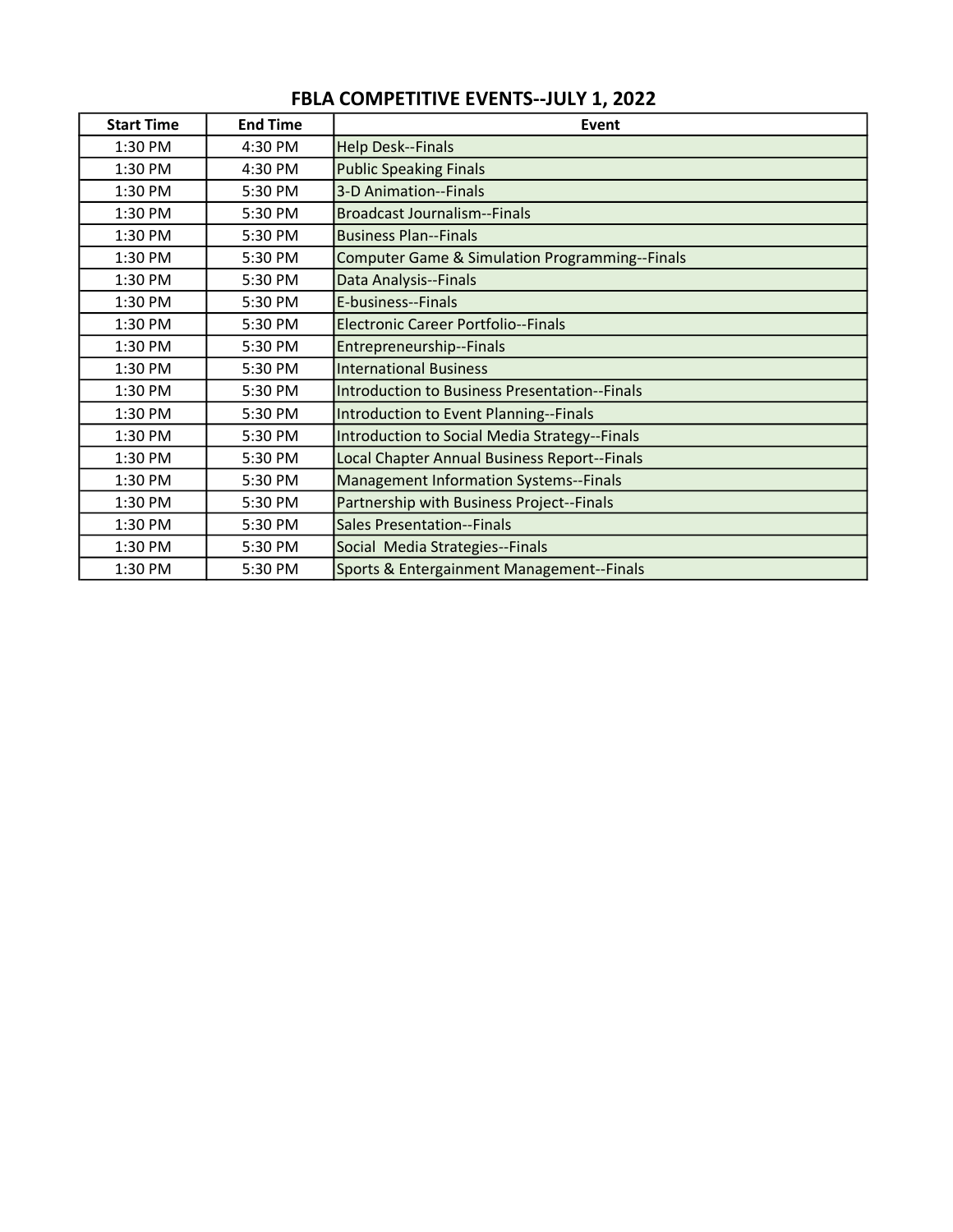# FBLA COMPETITIVE EVENTS--JULY 1, 2022

| Start Time | End Time | Event |
|---|---|---|
| 1:30 PM | 4:30 PM | Help Desk--Finals |
| 1:30 PM | 4:30 PM | Public Speaking Finals |
| 1:30 PM | 5:30 PM | 3-D Animation--Finals |
| 1:30 PM | 5:30 PM | Broadcast Journalism--Finals |
| 1:30 PM | 5:30 PM | Business Plan--Finals |
| 1:30 PM | 5:30 PM | Computer Game & Simulation Programming--Finals |
| 1:30 PM | 5:30 PM | Data Analysis--Finals |
| 1:30 PM | 5:30 PM | E-business--Finals |
| 1:30 PM | 5:30 PM | Electronic Career Portfolio--Finals |
| 1:30 PM | 5:30 PM | Entrepreneurship--Finals |
| 1:30 PM | 5:30 PM | International Business |
| 1:30 PM | 5:30 PM | Introduction to Business Presentation--Finals |
| 1:30 PM | 5:30 PM | Introduction to Event Planning--Finals |
| 1:30 PM | 5:30 PM | Introduction to Social Media Strategy--Finals |
| 1:30 PM | 5:30 PM | Local Chapter Annual Business Report--Finals |
| 1:30 PM | 5:30 PM | Management Information Systems--Finals |
| 1:30 PM | 5:30 PM | Partnership with Business Project--Finals |
| 1:30 PM | 5:30 PM | Sales Presentation--Finals |
| 1:30 PM | 5:30 PM | Social  Media Strategies--Finals |
| 1:30 PM | 5:30 PM | Sports & Entergainment Management--Finals |